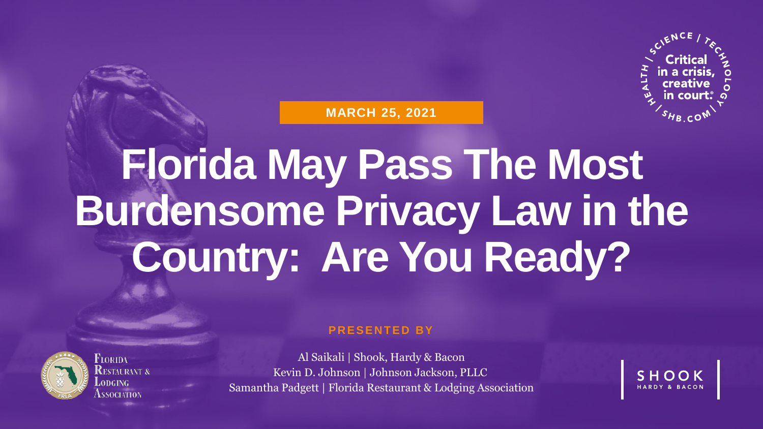MARCH 25, 2021

# Florida May Pass The Most Burdensome Privacy Law in the Country: Are You Ready?

PRESENTED BY

Al Saikali | Shook, Hardy & Bacon
Kevin D. Johnson | Johnson Jackson, PLLC
Samantha Padgett | Florida Restaurant & Lodging Association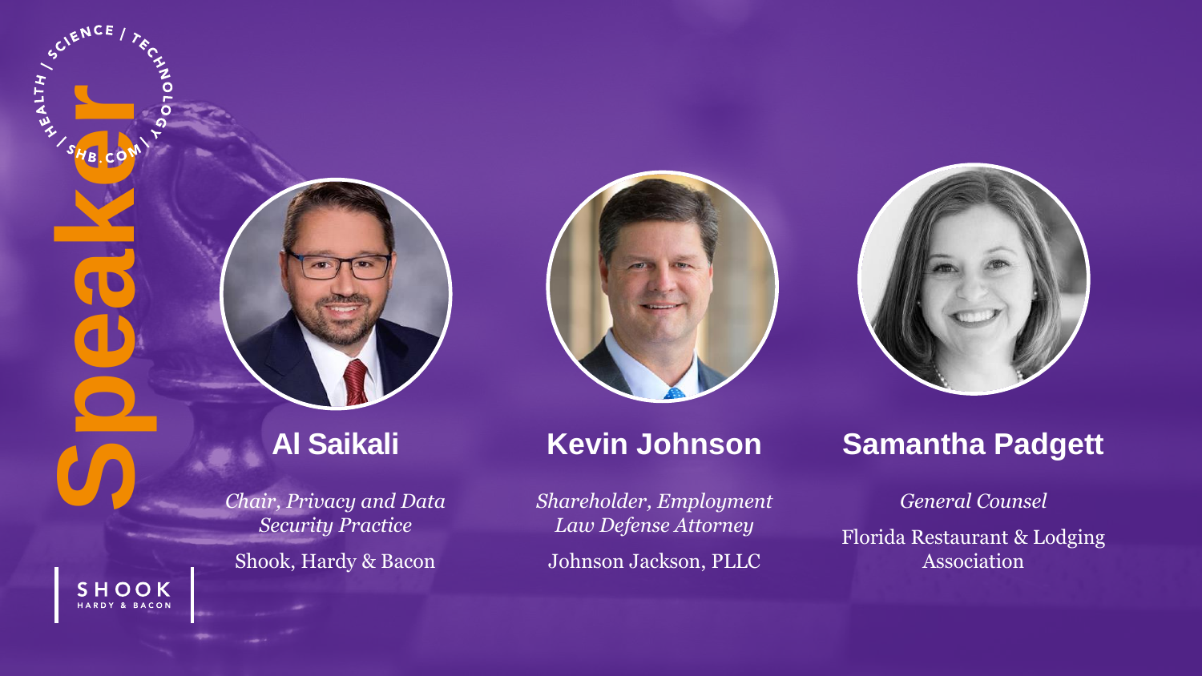# Speaker

## Al Saikali

*Chair, Privacy and Data Security Practice*

Shook, Hardy & Bacon

## Kevin Johnson

*Shareholder, Employment Law Defense Attorney*

Johnson Jackson, PLLC

## Samantha Padgett

*General Counsel*

Florida Restaurant & Lodging Association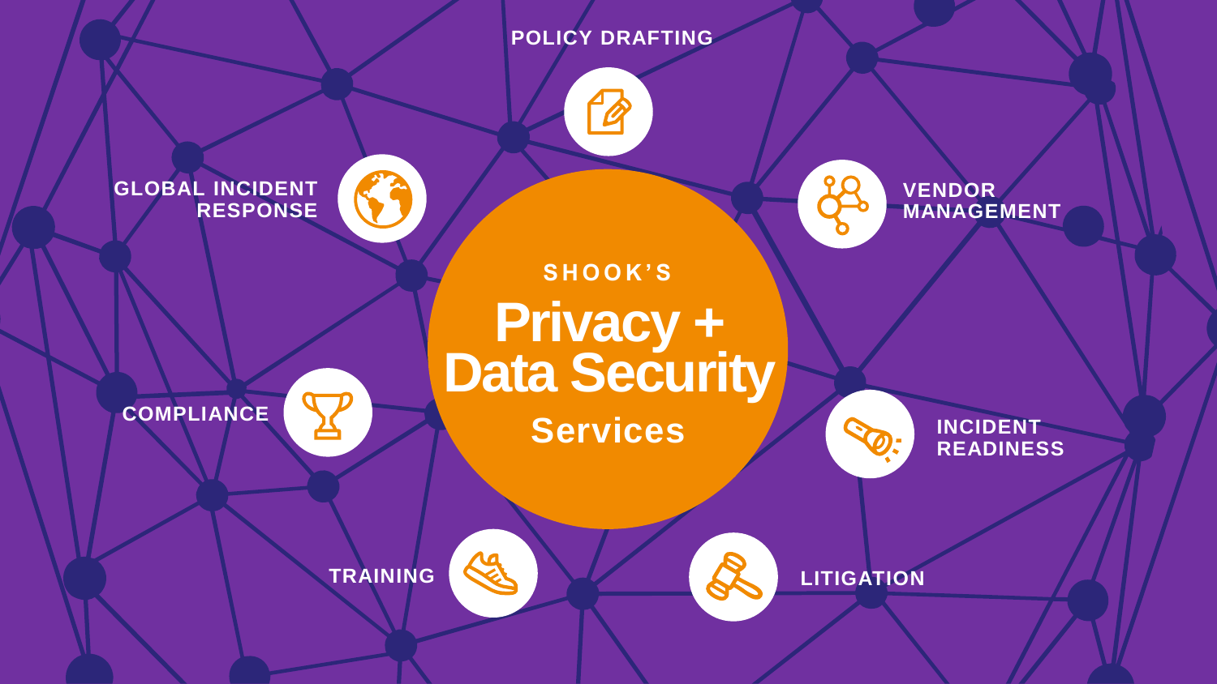SHOOK'S

# Privacy + Data Security Services

POLICY DRAFTING

VENDOR MANAGEMENT

INCIDENT READINESS

LITIGATION

TRAINING

COMPLIANCE

GLOBAL INCIDENT RESPONSE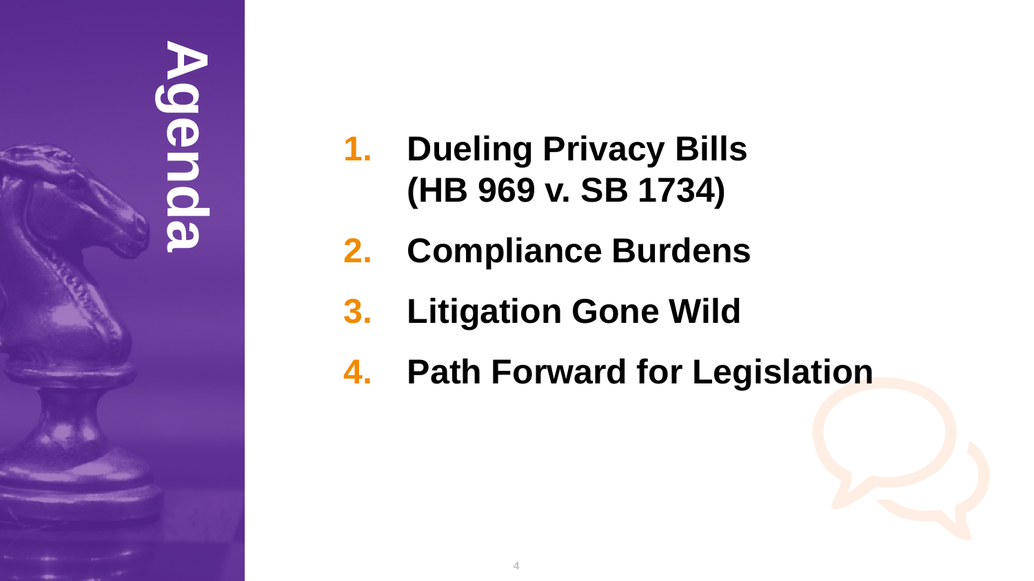# Agenda

1. **Dueling Privacy Bills (HB 969 v. SB 1734)**
2. **Compliance Burdens**
3. **Litigation Gone Wild**
4. **Path Forward for Legislation**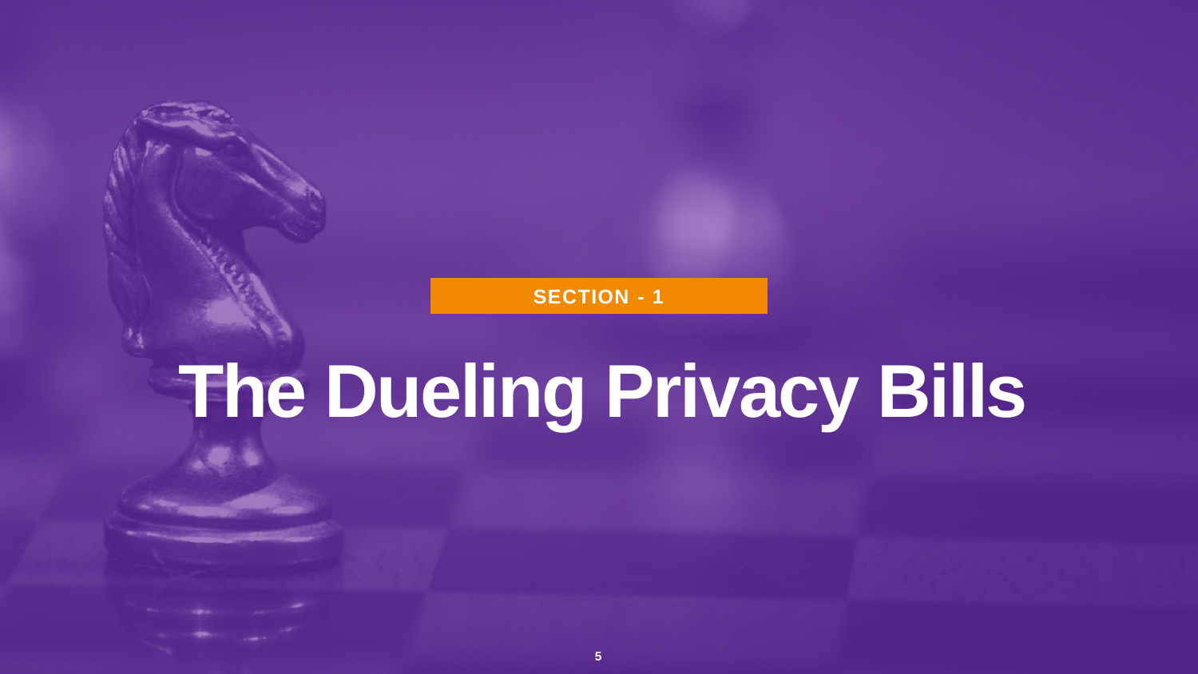**SECTION - 1**

# The Dueling Privacy Bills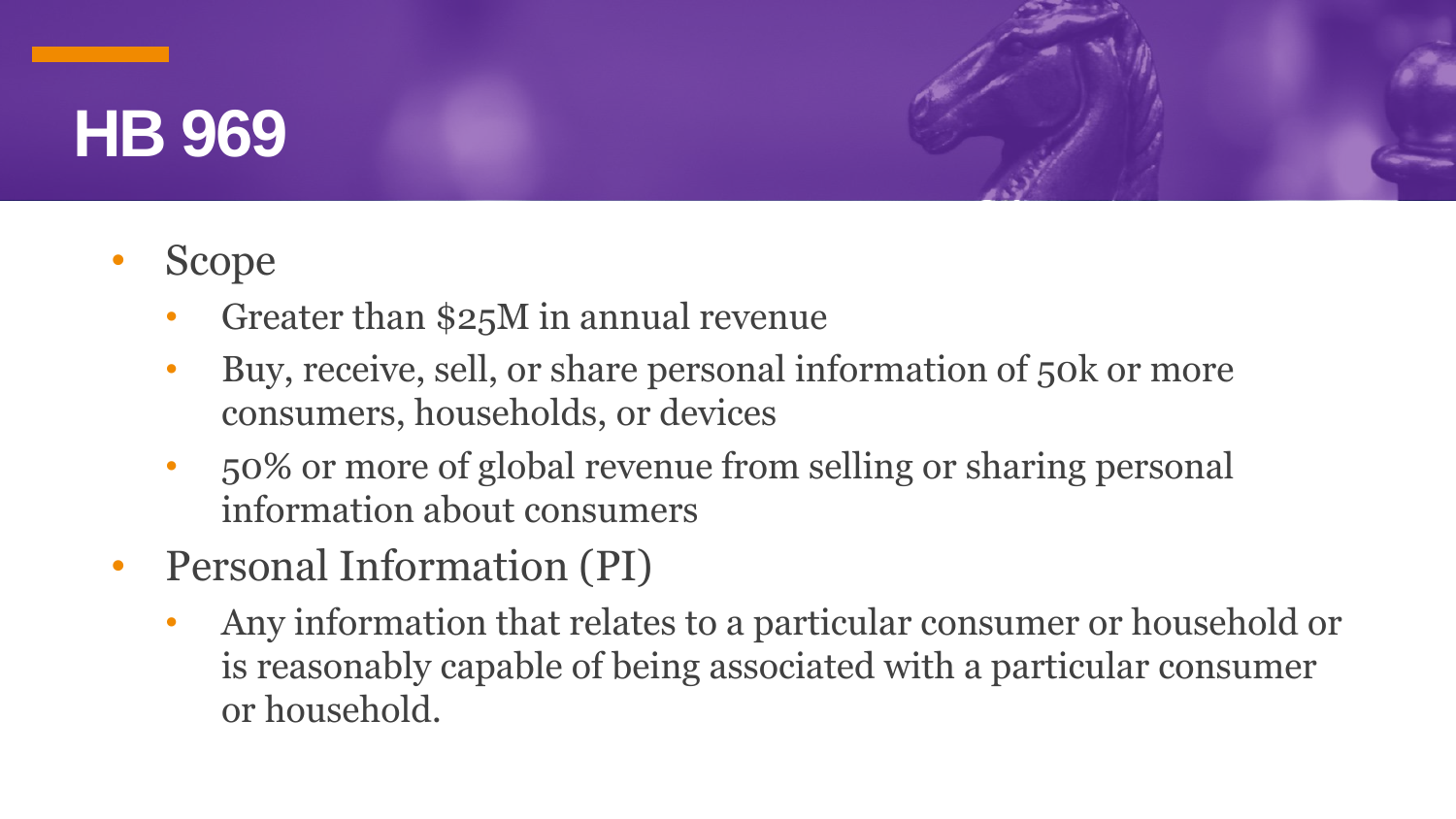# HB 969

- Scope
  - Greater than $25M in annual revenue
  - Buy, receive, sell, or share personal information of 50k or more consumers, households, or devices
  - 50% or more of global revenue from selling or sharing personal information about consumers
- Personal Information (PI)
  - Any information that relates to a particular consumer or household or is reasonably capable of being associated with a particular consumer or household.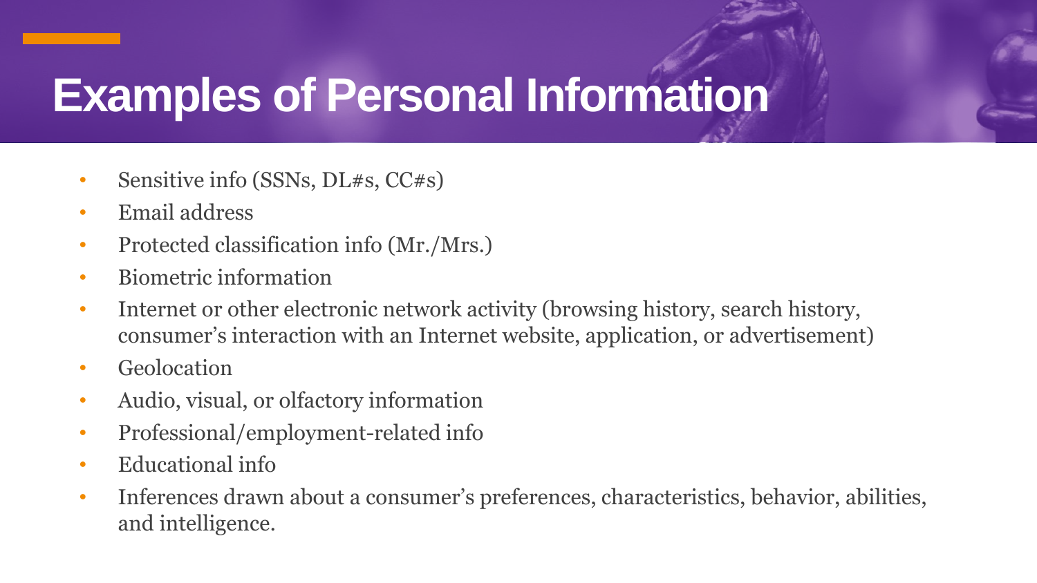# Examples of Personal Information

- Sensitive info (SSNs, DL#s, CC#s)
- Email address
- Protected classification info (Mr./Mrs.)
- Biometric information
- Internet or other electronic network activity (browsing history, search history, consumer's interaction with an Internet website, application, or advertisement)
- Geolocation
- Audio, visual, or olfactory information
- Professional/employment-related info
- Educational info
- Inferences drawn about a consumer's preferences, characteristics, behavior, abilities, and intelligence.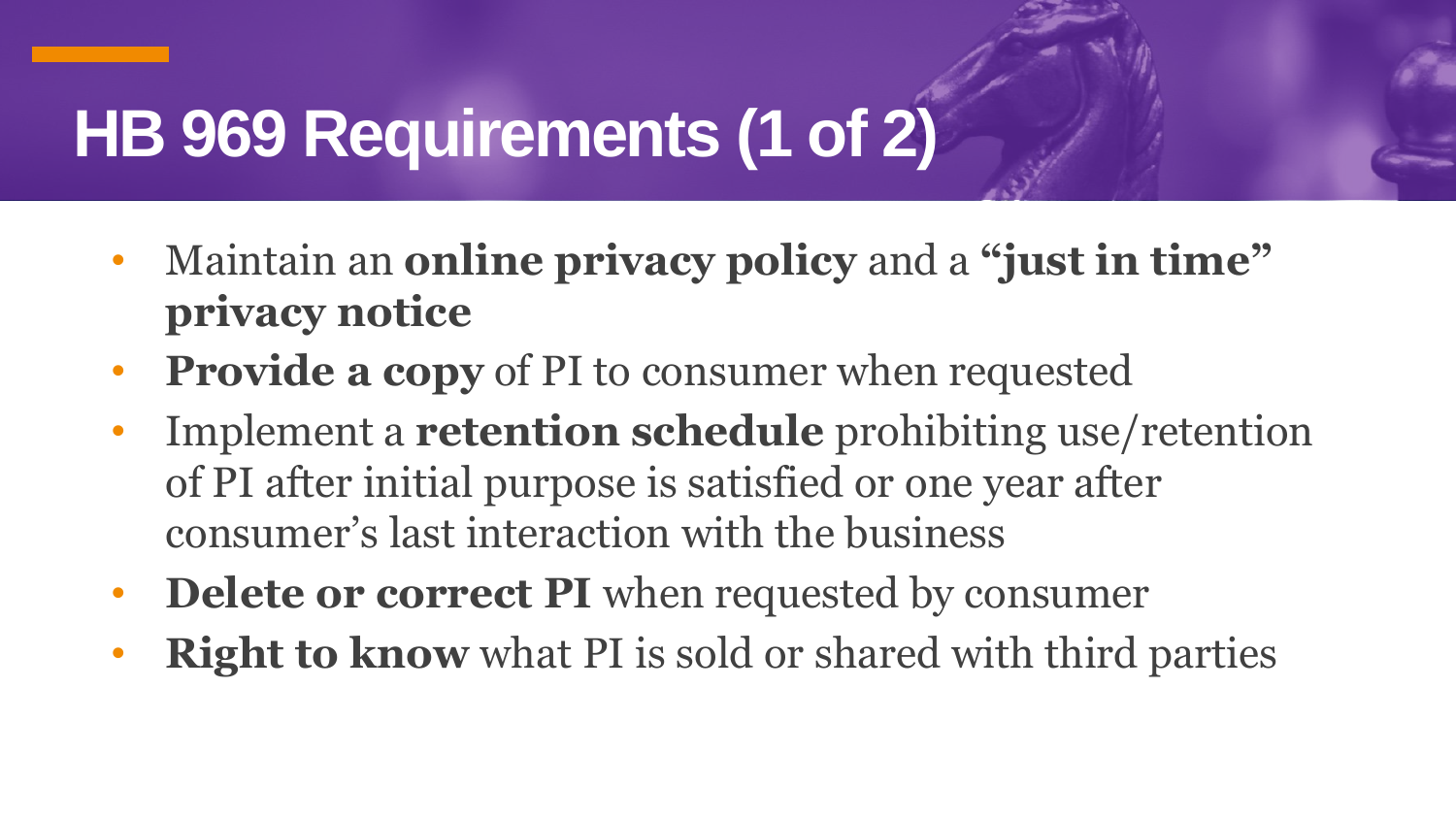# HB 969 Requirements (1 of 2)

- Maintain an **online privacy policy** and a **"just in time" privacy notice**
- **Provide a copy** of PI to consumer when requested
- Implement a **retention schedule** prohibiting use/retention of PI after initial purpose is satisfied or one year after consumer's last interaction with the business
- **Delete or correct PI** when requested by consumer
- **Right to know** what PI is sold or shared with third parties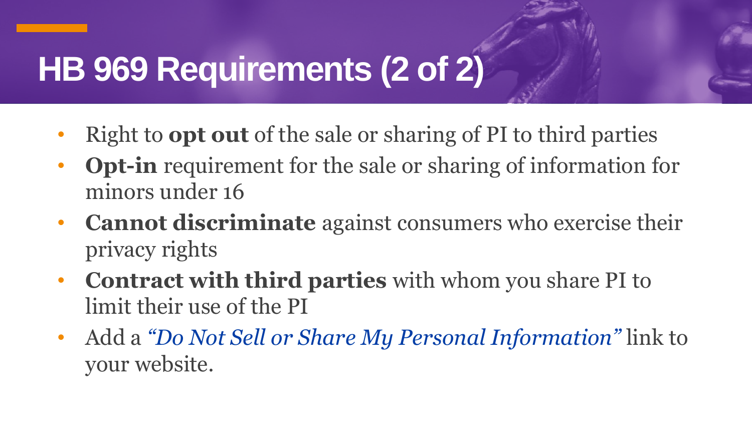# HB 969 Requirements (2 of 2)

- Right to **opt out** of the sale or sharing of PI to third parties
- **Opt-in** requirement for the sale or sharing of information for minors under 16
- **Cannot discriminate** against consumers who exercise their privacy rights
- **Contract with third parties** with whom you share PI to limit their use of the PI
- Add a *"Do Not Sell or Share My Personal Information"* link to your website.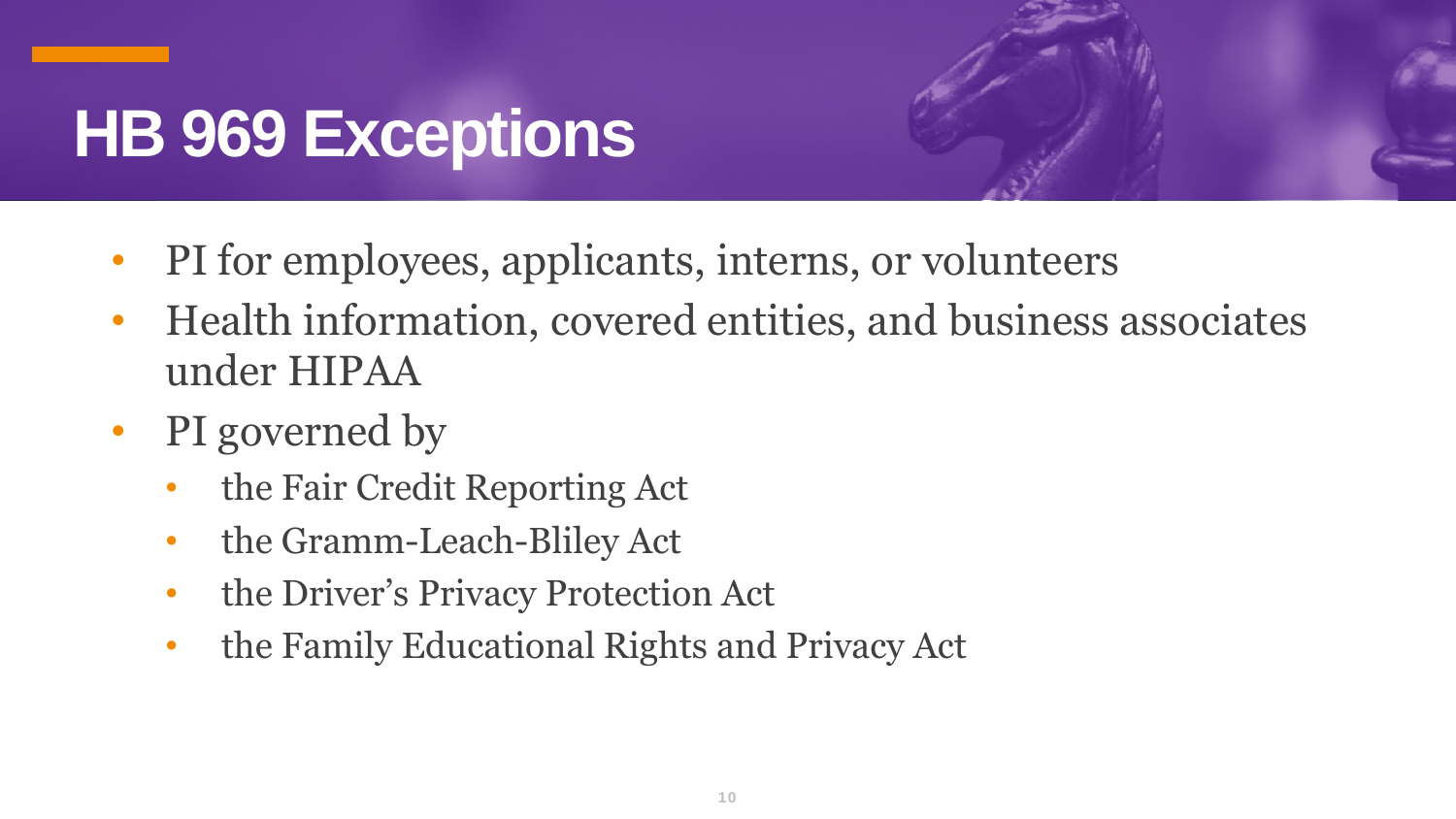# HB 969 Exceptions

- PI for employees, applicants, interns, or volunteers
- Health information, covered entities, and business associates under HIPAA
- PI governed by
  - the Fair Credit Reporting Act
  - the Gramm-Leach-Bliley Act
  - the Driver's Privacy Protection Act
  - the Family Educational Rights and Privacy Act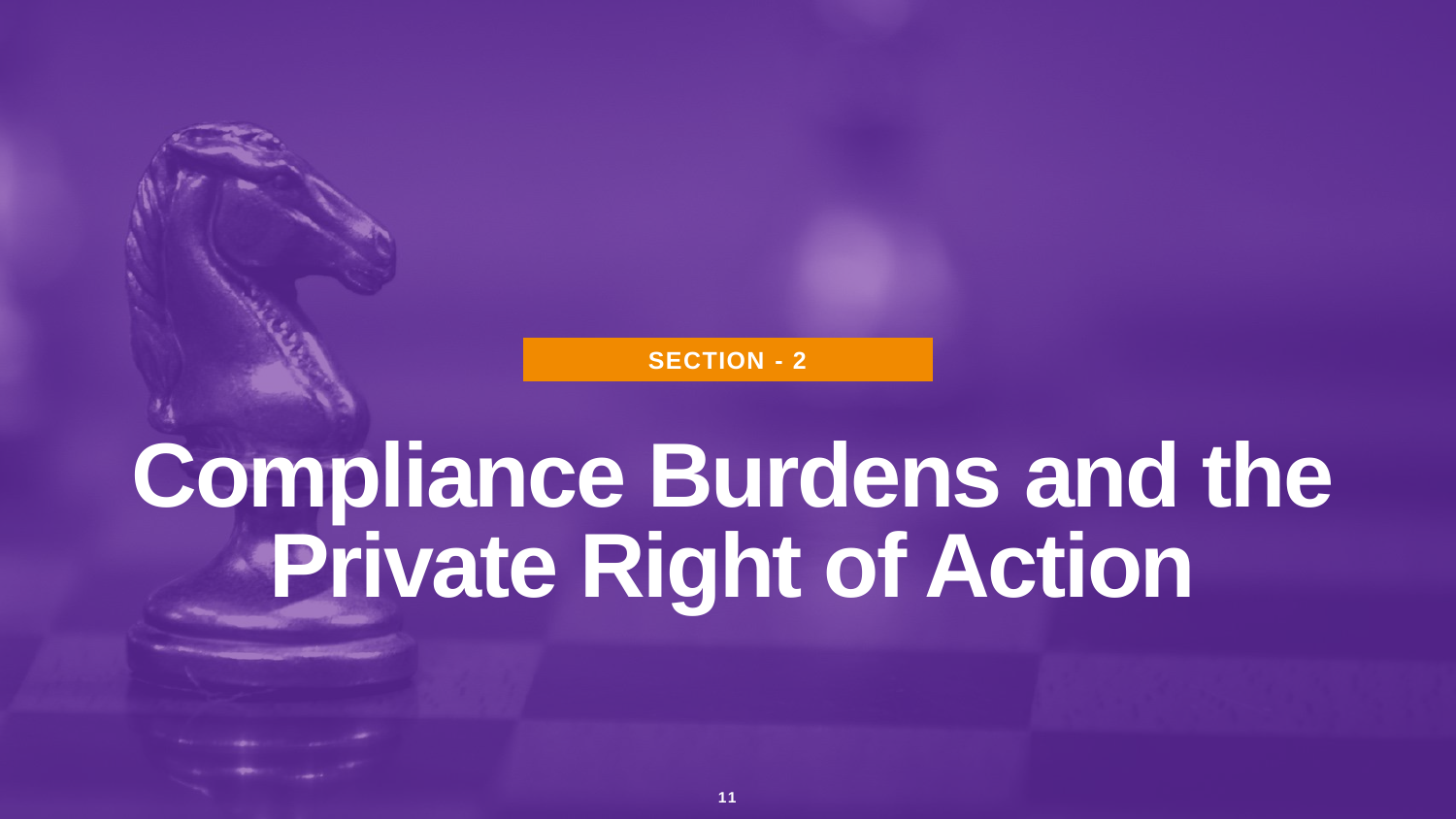SECTION - 2

# Compliance Burdens and the Private Right of Action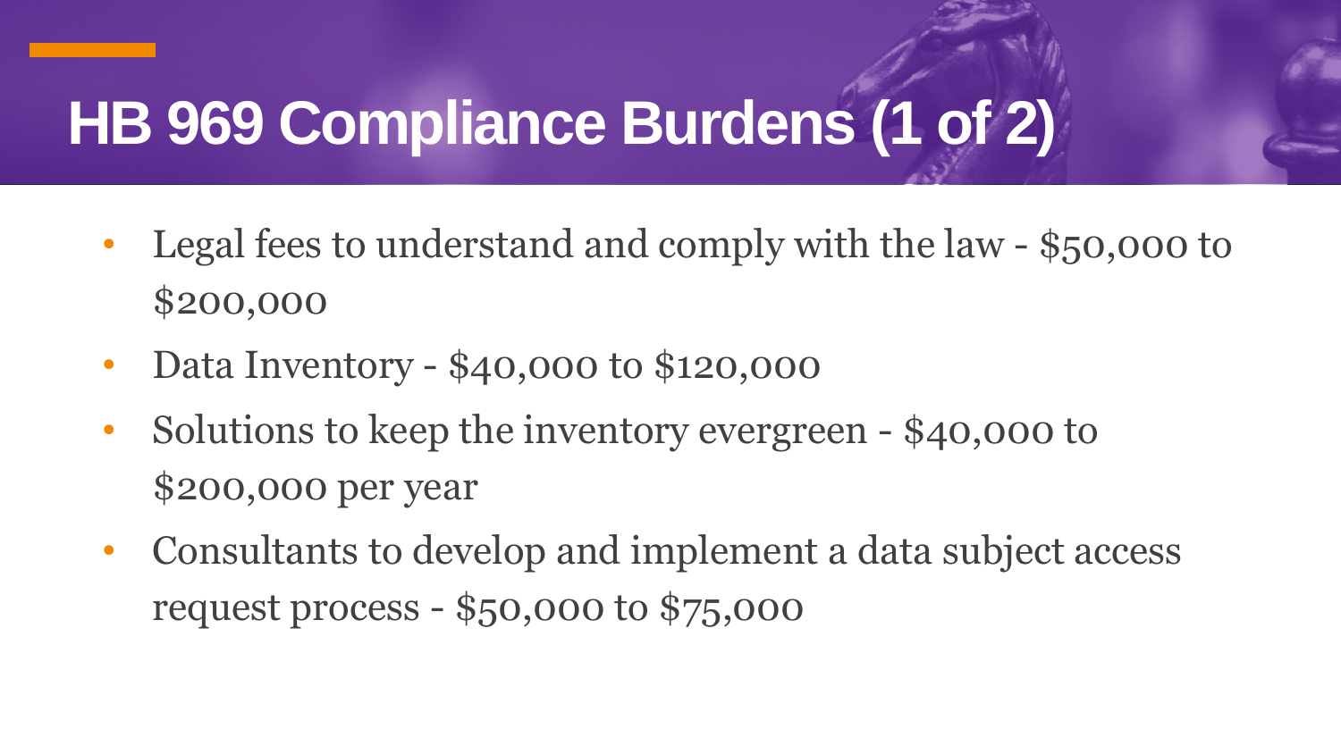# HB 969 Compliance Burdens (1 of 2)

- Legal fees to understand and comply with the law - $50,000 to $200,000
- Data Inventory - $40,000 to $120,000
- Solutions to keep the inventory evergreen - $40,000 to $200,000 per year
- Consultants to develop and implement a data subject access request process - $50,000 to $75,000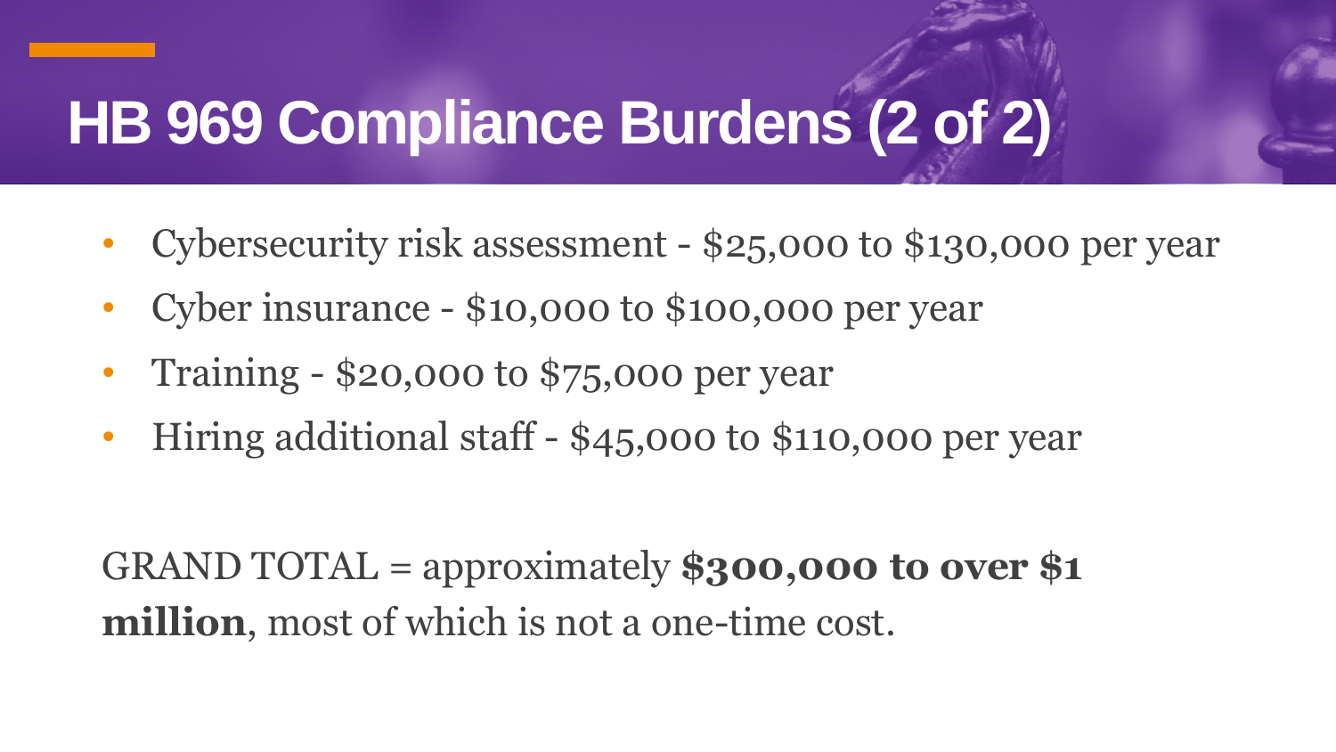# HB 969 Compliance Burdens (2 of 2)

- Cybersecurity risk assessment - $25,000 to $130,000 per year
- Cyber insurance - $10,000 to $100,000 per year
- Training - $20,000 to $75,000 per year
- Hiring additional staff - $45,000 to $110,000 per year

GRAND TOTAL = approximately **$300,000 to over $1 million**, most of which is not a one-time cost.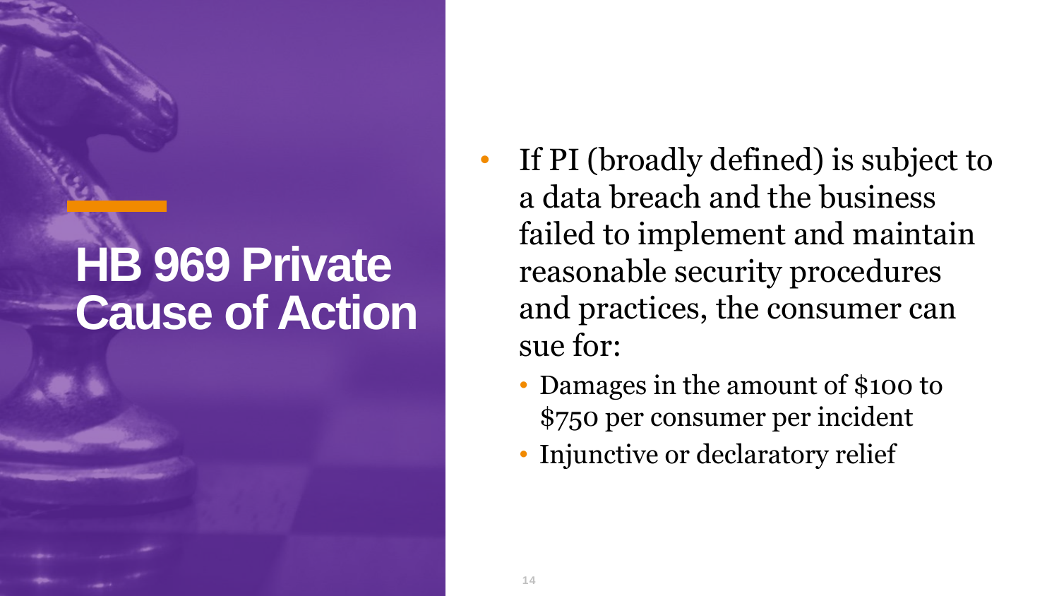# HB 969 Private Cause of Action

- If PI (broadly defined) is subject to a data breach and the business failed to implement and maintain reasonable security procedures and practices, the consumer can sue for:
  - Damages in the amount of $100 to $750 per consumer per incident
  - Injunctive or declaratory relief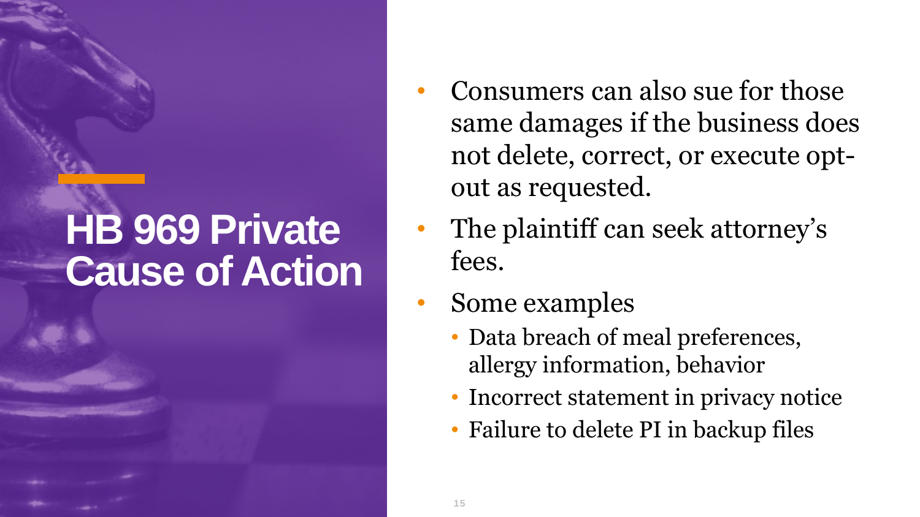# HB 969 Private Cause of Action

- Consumers can also sue for those same damages if the business does not delete, correct, or execute opt-out as requested.
- The plaintiff can seek attorney's fees.
- Some examples
  - Data breach of meal preferences, allergy information, behavior
  - Incorrect statement in privacy notice
  - Failure to delete PI in backup files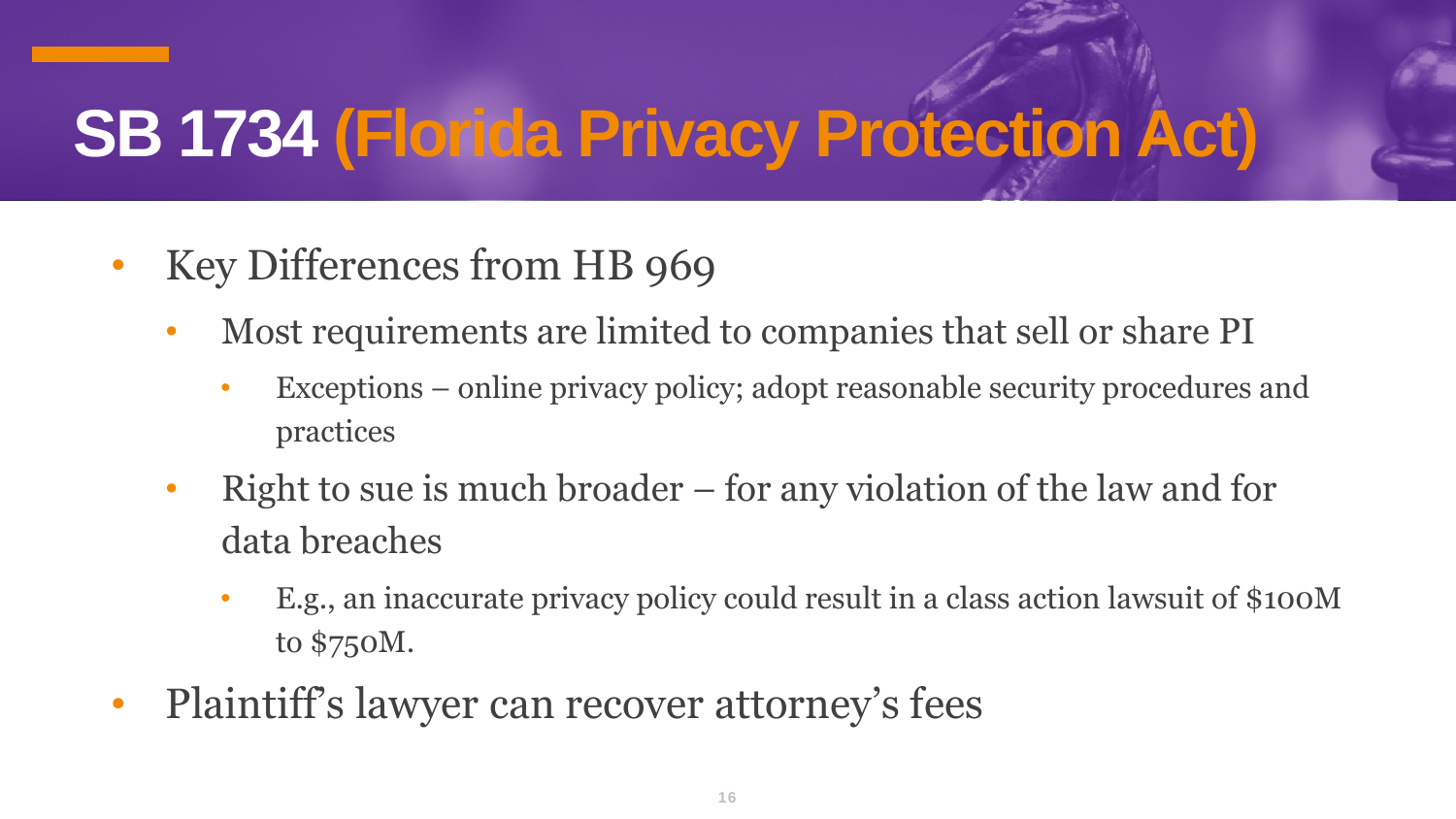# SB 1734 (Florida Privacy Protection Act)

- Key Differences from HB 969
  - Most requirements are limited to companies that sell or share PI
    - Exceptions – online privacy policy; adopt reasonable security procedures and practices
  - Right to sue is much broader – for any violation of the law and for data breaches
    - E.g., an inaccurate privacy policy could result in a class action lawsuit of $100M to $750M.
- Plaintiff's lawyer can recover attorney's fees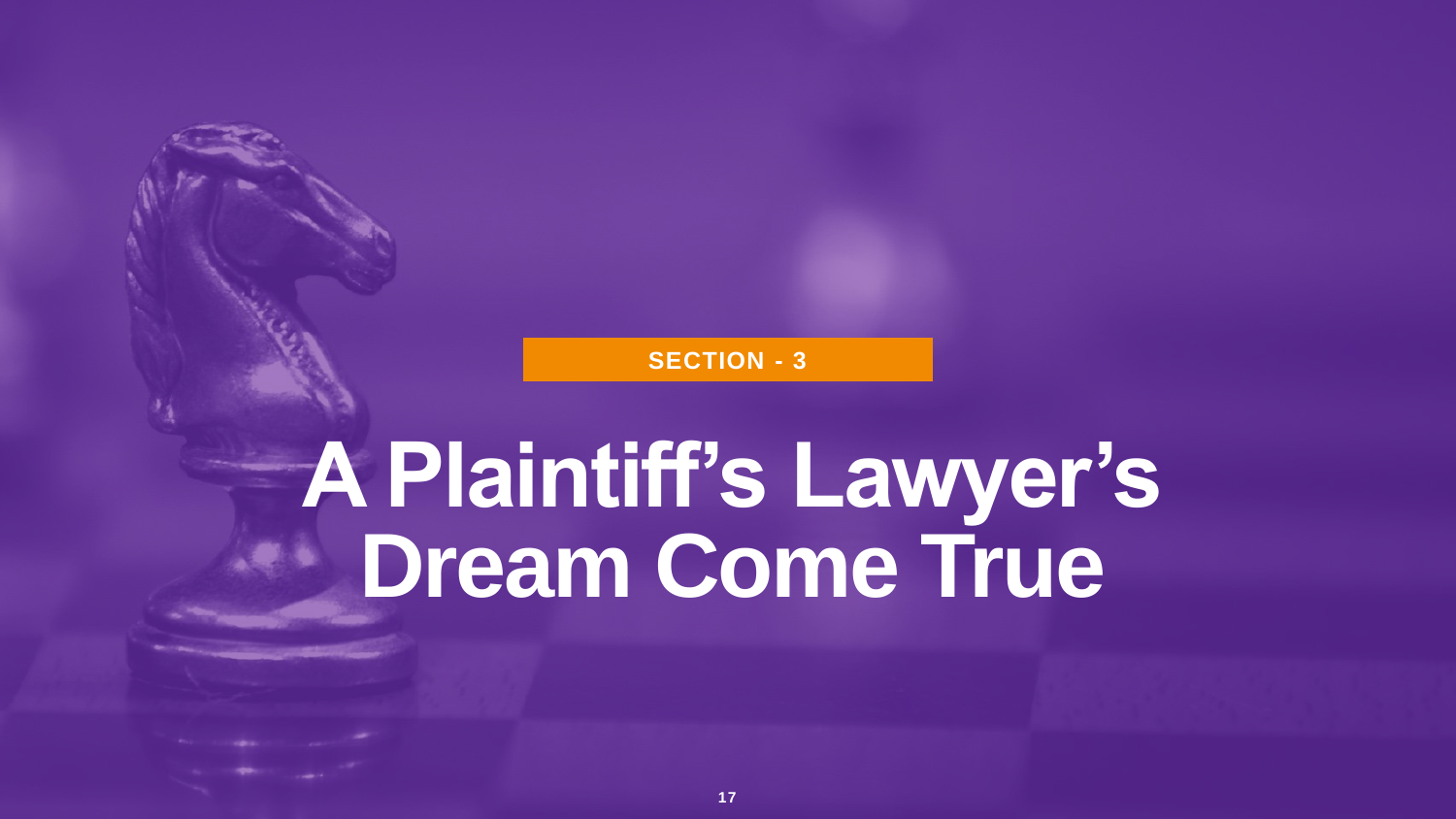SECTION - 3

# A Plaintiff’s Lawyer’s Dream Come True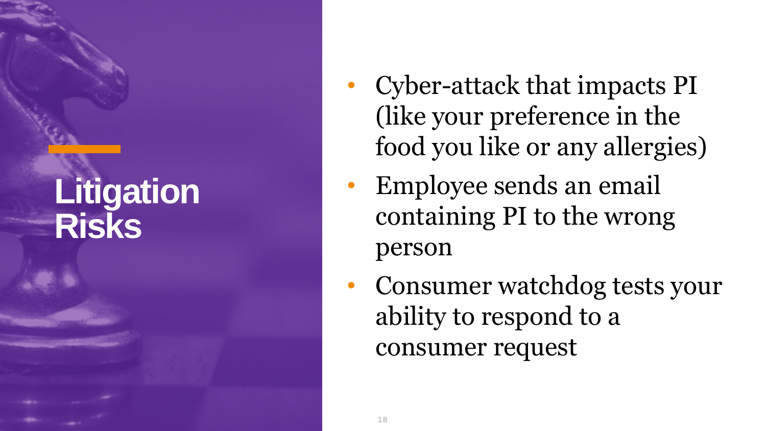# Litigation Risks

- Cyber-attack that impacts PI (like your preference in the food you like or any allergies)
- Employee sends an email containing PI to the wrong person
- Consumer watchdog tests your ability to respond to a consumer request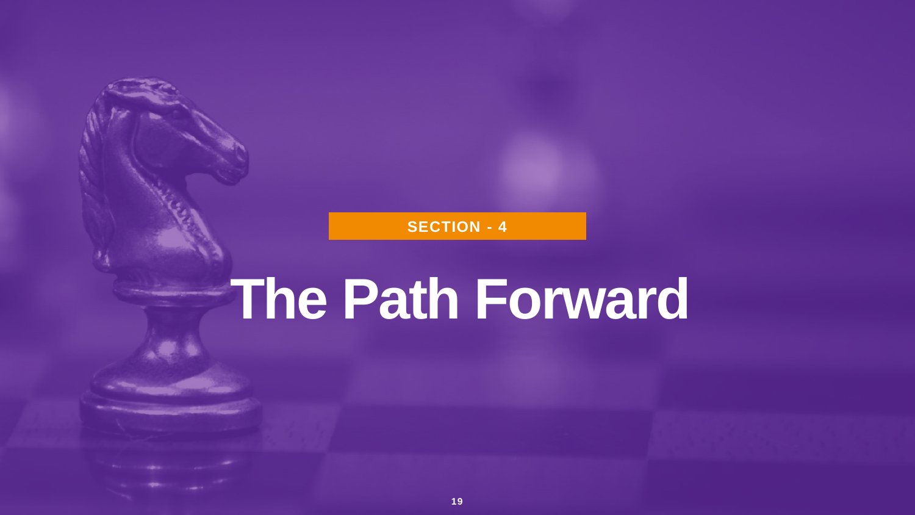SECTION - 4

# The Path Forward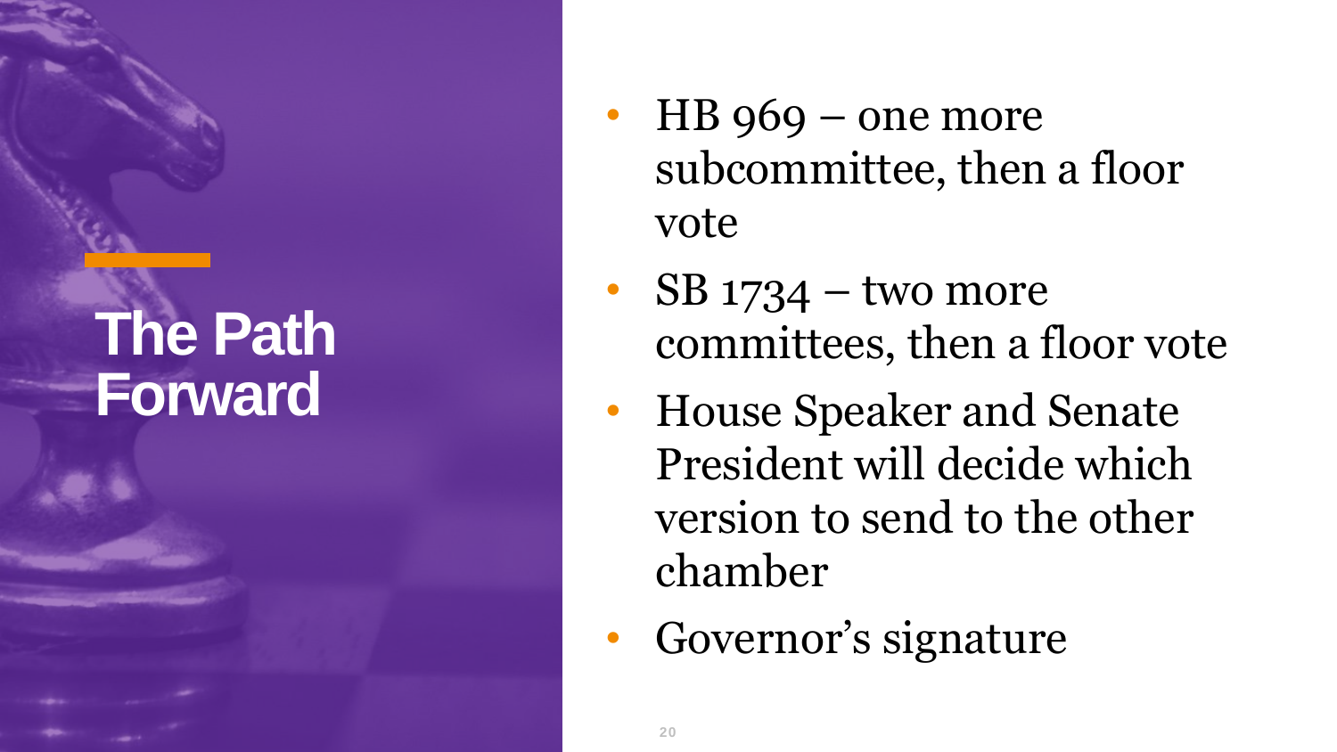# The Path Forward

- HB 969 – one more subcommittee, then a floor vote
- SB 1734 – two more committees, then a floor vote
- House Speaker and Senate President will decide which version to send to the other chamber
- Governor's signature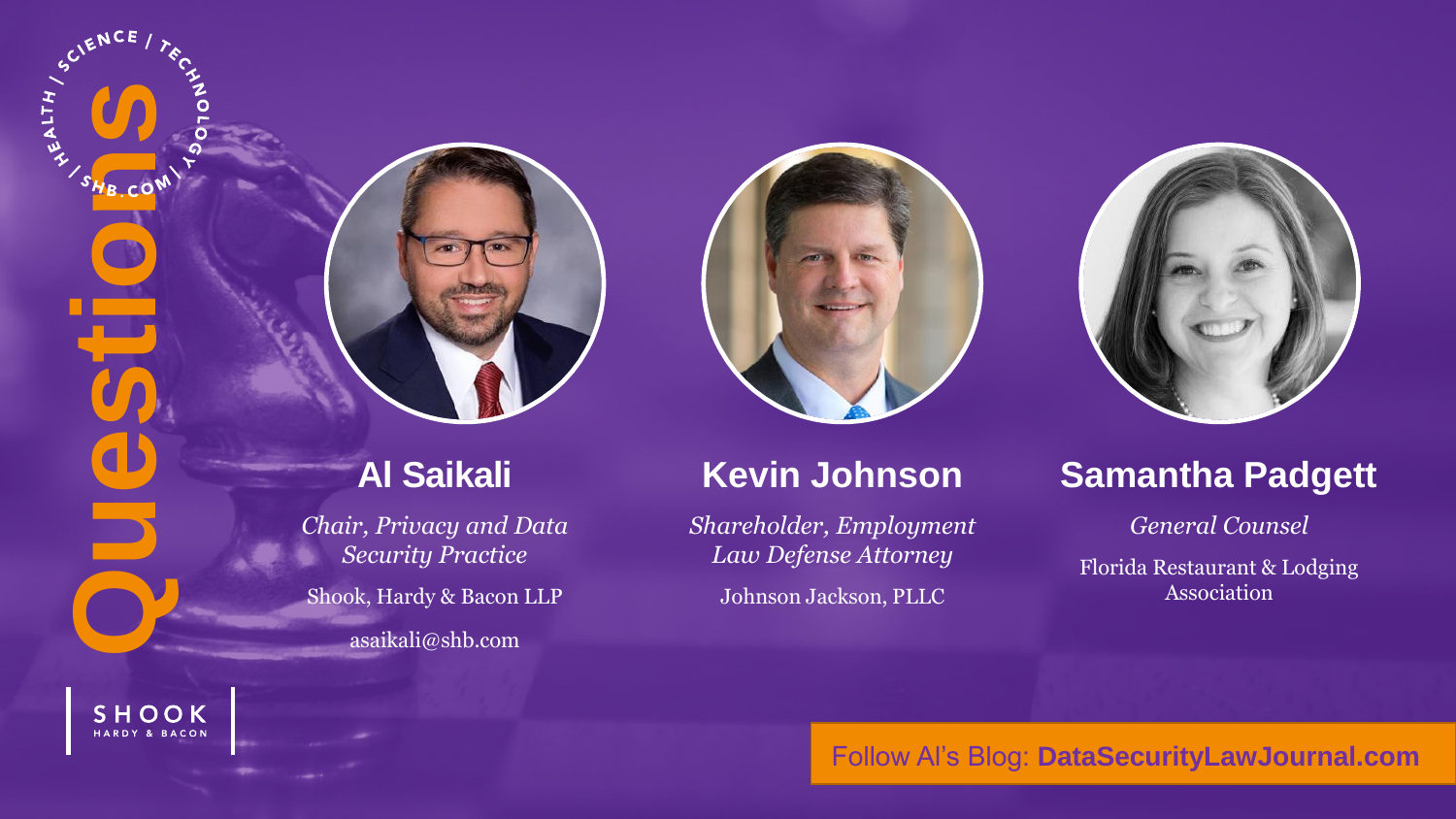# Questions

## Al Saikali

*Chair, Privacy and Data Security Practice*

Shook, Hardy & Bacon LLP

asaikali@shb.com

## Kevin Johnson

*Shareholder, Employment Law Defense Attorney*

Johnson Jackson, PLLC

## Samantha Padgett

*General Counsel*

Florida Restaurant & Lodging Association

Follow Al's Blog: **DataSecurityLawJournal.com**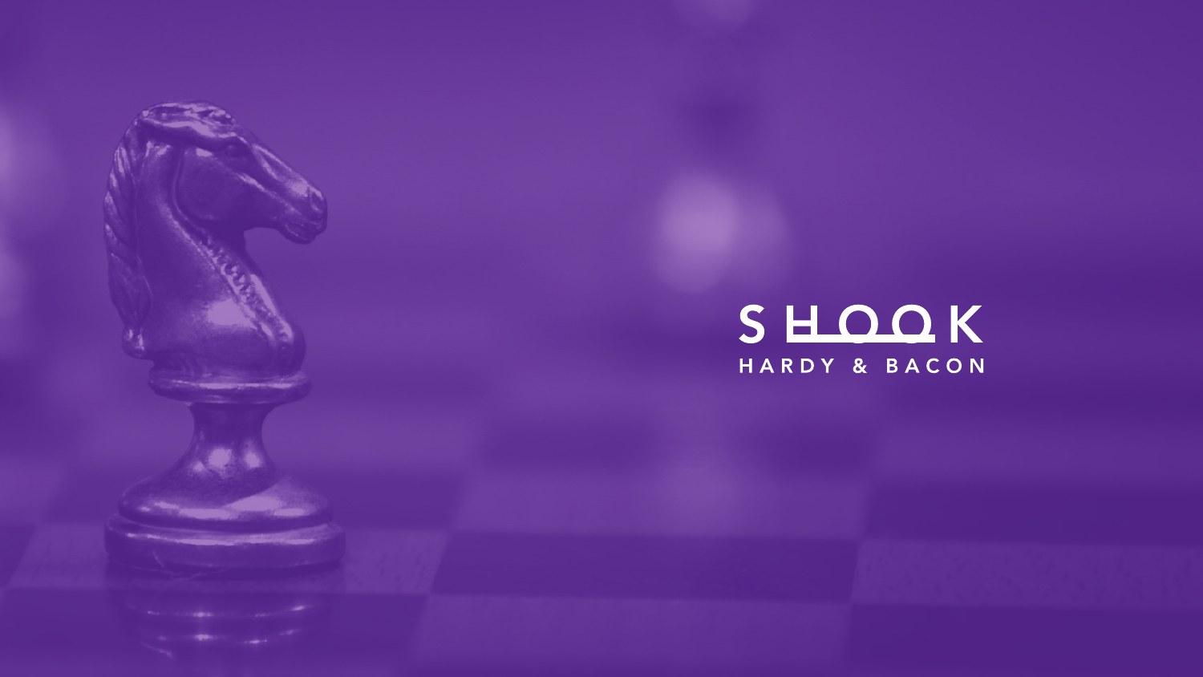SHOOK

HARDY & BACON